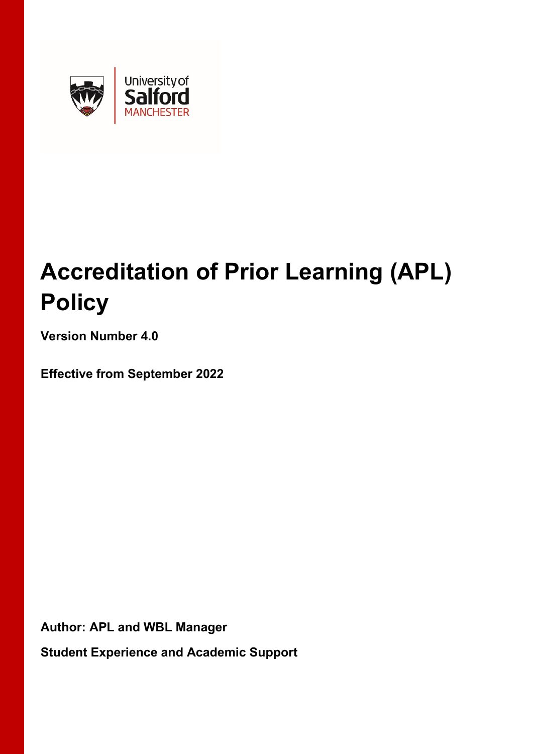# Accreditation of Prior Learning (APL) Policy

**Version Number 4.0**

**Effective from September 2022**

**Author: APL and WBL Manager**

**Student Experience and Academic Support**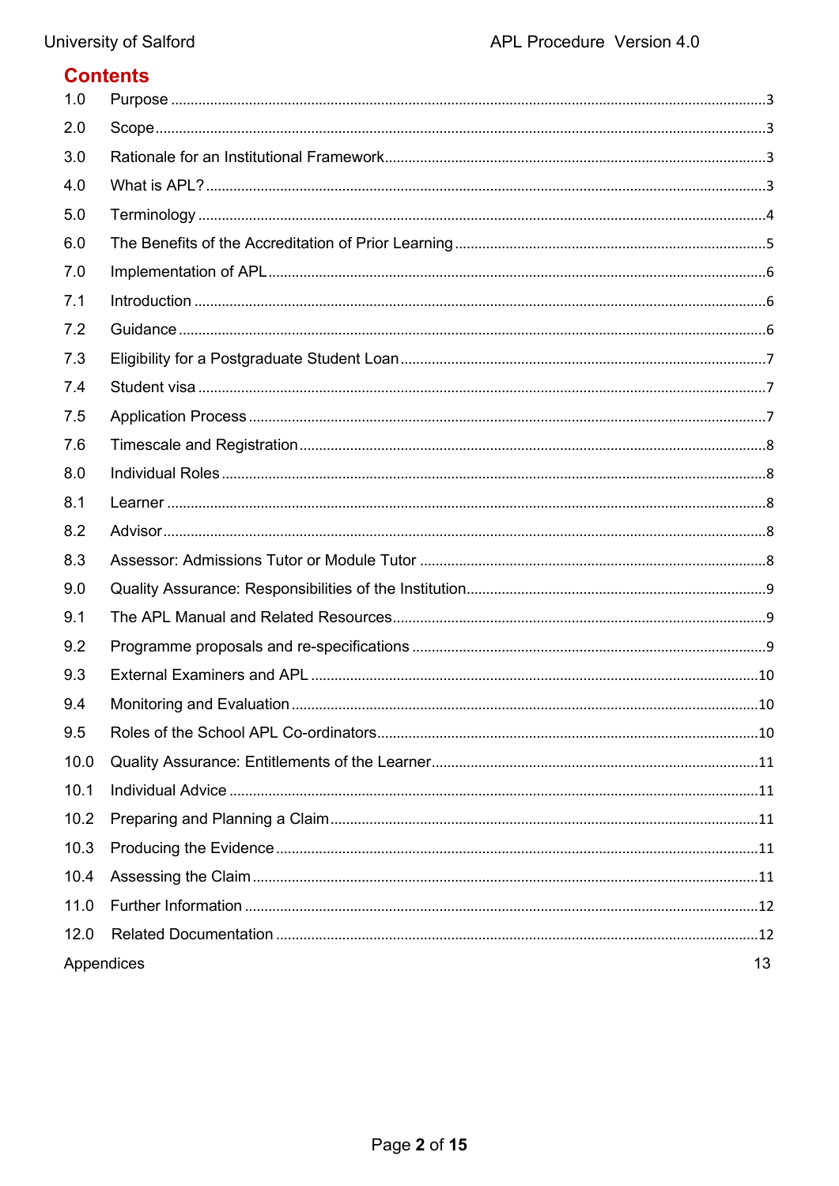# Contents

| | | |
|---|---|---|
| 1.0 | Purpose | 3 |
| 2.0 | Scope | 3 |
| 3.0 | Rationale for an Institutional Framework | 3 |
| 4.0 | What is APL? | 3 |
| 5.0 | Terminology | 4 |
| 6.0 | The Benefits of the Accreditation of Prior Learning | 5 |
| 7.0 | Implementation of APL | 6 |
| 7.1 | Introduction | 6 |
| 7.2 | Guidance | 6 |
| 7.3 | Eligibility for a Postgraduate Student Loan | 7 |
| 7.4 | Student visa | 7 |
| 7.5 | Application Process | 7 |
| 7.6 | Timescale and Registration | 8 |
| 8.0 | Individual Roles | 8 |
| 8.1 | Learner | 8 |
| 8.2 | Advisor | 8 |
| 8.3 | Assessor: Admissions Tutor or Module Tutor | 8 |
| 9.0 | Quality Assurance: Responsibilities of the Institution | 9 |
| 9.1 | The APL Manual and Related Resources | 9 |
| 9.2 | Programme proposals and re-specifications | 9 |
| 9.3 | External Examiners and APL | 10 |
| 9.4 | Monitoring and Evaluation | 10 |
| 9.5 | Roles of the School APL Co-ordinators | 10 |
| 10.0 | Quality Assurance: Entitlements of the Learner | 11 |
| 10.1 | Individual Advice | 11 |
| 10.2 | Preparing and Planning a Claim | 11 |
| 10.3 | Producing the Evidence | 11 |
| 10.4 | Assessing the Claim | 11 |
| 11.0 | Further Information | 12 |
| 12.0 | Related Documentation | 12 |
| | Appendices | 13 |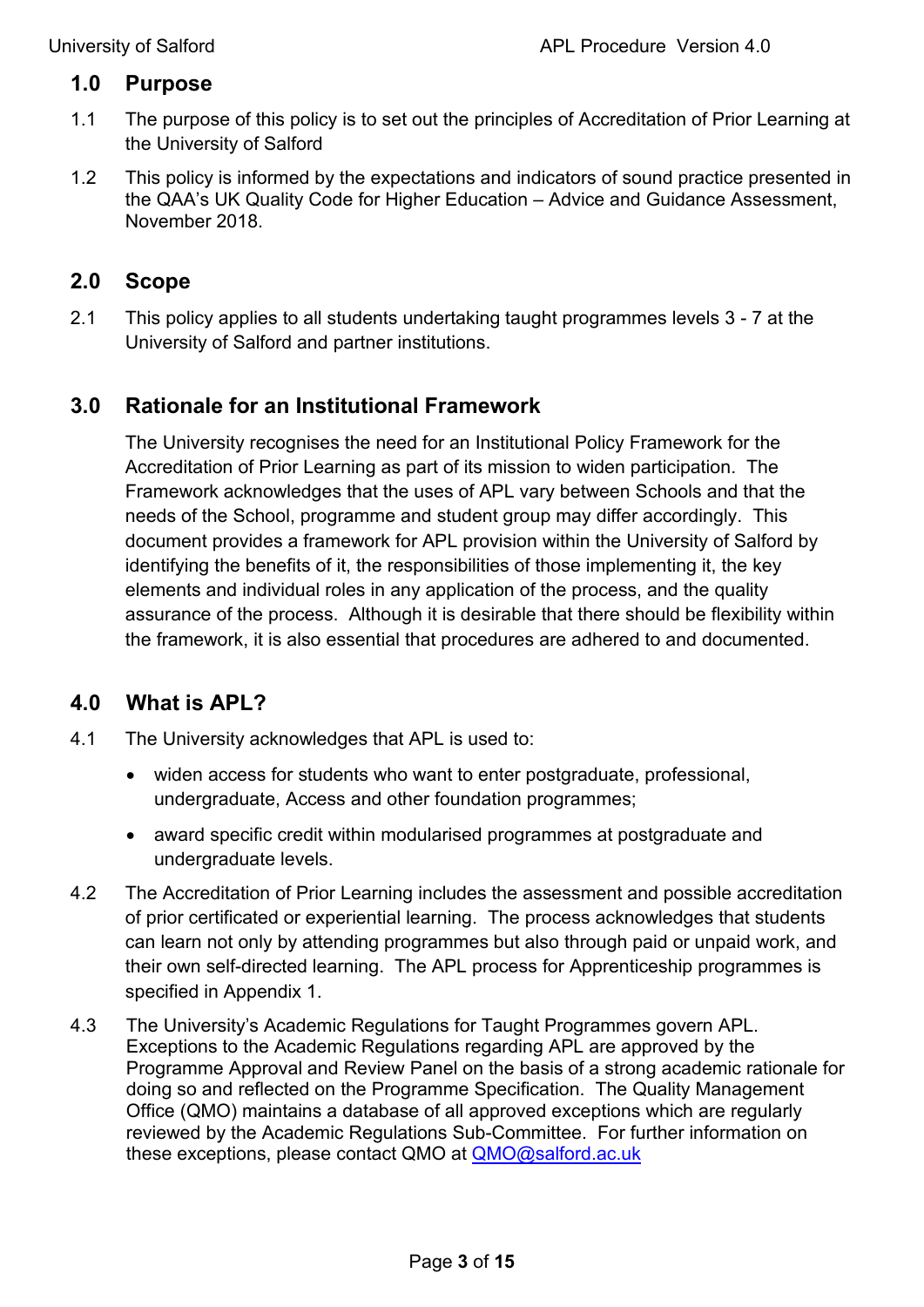## 1.0 Purpose

1.1 The purpose of this policy is to set out the principles of Accreditation of Prior Learning at the University of Salford

1.2 This policy is informed by the expectations and indicators of sound practice presented in the QAA's UK Quality Code for Higher Education – Advice and Guidance Assessment, November 2018.

## 2.0 Scope

2.1 This policy applies to all students undertaking taught programmes levels 3 - 7 at the University of Salford and partner institutions.

## 3.0 Rationale for an Institutional Framework

The University recognises the need for an Institutional Policy Framework for the Accreditation of Prior Learning as part of its mission to widen participation. The Framework acknowledges that the uses of APL vary between Schools and that the needs of the School, programme and student group may differ accordingly. This document provides a framework for APL provision within the University of Salford by identifying the benefits of it, the responsibilities of those implementing it, the key elements and individual roles in any application of the process, and the quality assurance of the process. Although it is desirable that there should be flexibility within the framework, it is also essential that procedures are adhered to and documented.

## 4.0 What is APL?

4.1 The University acknowledges that APL is used to:

- widen access for students who want to enter postgraduate, professional, undergraduate, Access and other foundation programmes;
- award specific credit within modularised programmes at postgraduate and undergraduate levels.

4.2 The Accreditation of Prior Learning includes the assessment and possible accreditation of prior certificated or experiential learning. The process acknowledges that students can learn not only by attending programmes but also through paid or unpaid work, and their own self-directed learning. The APL process for Apprenticeship programmes is specified in Appendix 1.

4.3 The University's Academic Regulations for Taught Programmes govern APL. Exceptions to the Academic Regulations regarding APL are approved by the Programme Approval and Review Panel on the basis of a strong academic rationale for doing so and reflected on the Programme Specification. The Quality Management Office (QMO) maintains a database of all approved exceptions which are regularly reviewed by the Academic Regulations Sub-Committee. For further information on these exceptions, please contact QMO at QMO@salford.ac.uk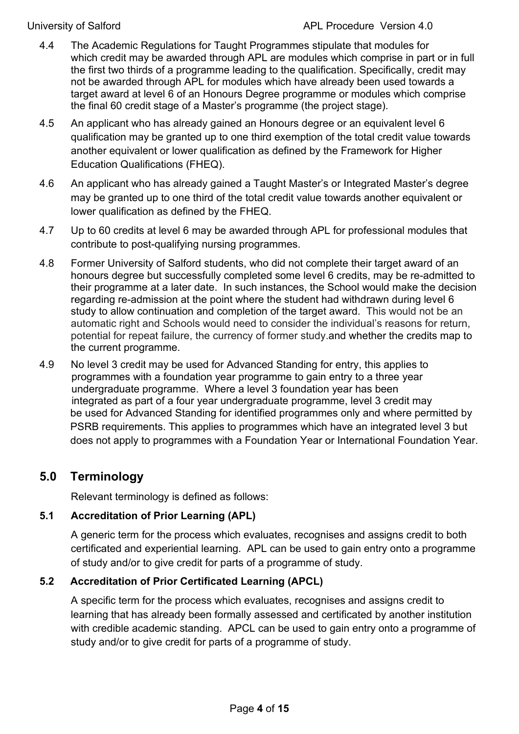4.4 The Academic Regulations for Taught Programmes stipulate that modules for which credit may be awarded through APL are modules which comprise in part or in full the first two thirds of a programme leading to the qualification. Specifically, credit may not be awarded through APL for modules which have already been used towards a target award at level 6 of an Honours Degree programme or modules which comprise the final 60 credit stage of a Master's programme (the project stage).

4.5 An applicant who has already gained an Honours degree or an equivalent level 6 qualification may be granted up to one third exemption of the total credit value towards another equivalent or lower qualification as defined by the Framework for Higher Education Qualifications (FHEQ).

4.6 An applicant who has already gained a Taught Master's or Integrated Master's degree may be granted up to one third of the total credit value towards another equivalent or lower qualification as defined by the FHEQ.

4.7 Up to 60 credits at level 6 may be awarded through APL for professional modules that contribute to post-qualifying nursing programmes.

4.8 Former University of Salford students, who did not complete their target award of an honours degree but successfully completed some level 6 credits, may be re-admitted to their programme at a later date. In such instances, the School would make the decision regarding re-admission at the point where the student had withdrawn during level 6 study to allow continuation and completion of the target award. This would not be an automatic right and Schools would need to consider the individual's reasons for return, potential for repeat failure, the currency of former study.and whether the credits map to the current programme.

4.9 No level 3 credit may be used for Advanced Standing for entry, this applies to programmes with a foundation year programme to gain entry to a three year undergraduate programme. Where a level 3 foundation year has been integrated as part of a four year undergraduate programme, level 3 credit may be used for Advanced Standing for identified programmes only and where permitted by PSRB requirements. This applies to programmes which have an integrated level 3 but does not apply to programmes with a Foundation Year or International Foundation Year.

## 5.0 Terminology

Relevant terminology is defined as follows:

### 5.1 Accreditation of Prior Learning (APL)

A generic term for the process which evaluates, recognises and assigns credit to both certificated and experiential learning. APL can be used to gain entry onto a programme of study and/or to give credit for parts of a programme of study.

### 5.2 Accreditation of Prior Certificated Learning (APCL)

A specific term for the process which evaluates, recognises and assigns credit to learning that has already been formally assessed and certificated by another institution with credible academic standing. APCL can be used to gain entry onto a programme of study and/or to give credit for parts of a programme of study.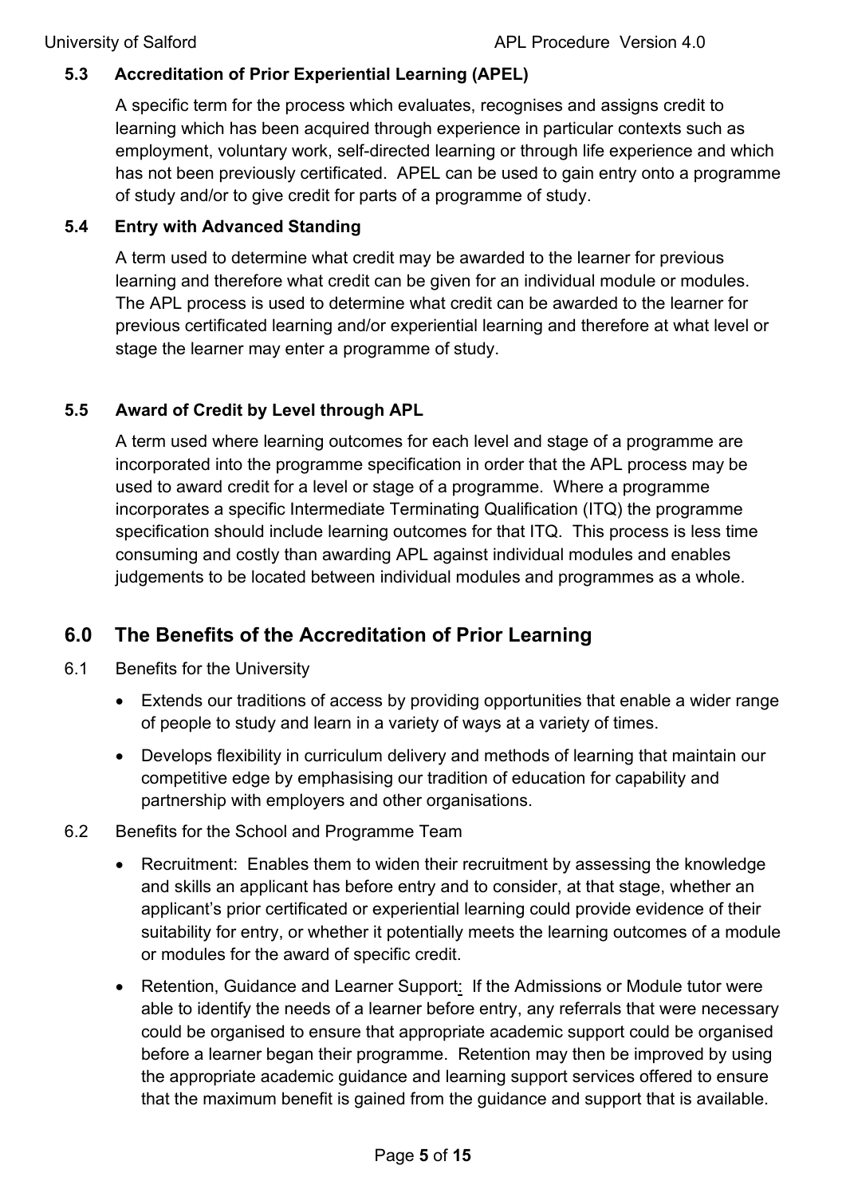### 5.3 Accreditation of Prior Experiential Learning (APEL)

A specific term for the process which evaluates, recognises and assigns credit to learning which has been acquired through experience in particular contexts such as employment, voluntary work, self-directed learning or through life experience and which has not been previously certificated. APEL can be used to gain entry onto a programme of study and/or to give credit for parts of a programme of study.

### 5.4 Entry with Advanced Standing

A term used to determine what credit may be awarded to the learner for previous learning and therefore what credit can be given for an individual module or modules. The APL process is used to determine what credit can be awarded to the learner for previous certificated learning and/or experiential learning and therefore at what level or stage the learner may enter a programme of study.

### 5.5 Award of Credit by Level through APL

A term used where learning outcomes for each level and stage of a programme are incorporated into the programme specification in order that the APL process may be used to award credit for a level or stage of a programme. Where a programme incorporates a specific Intermediate Terminating Qualification (ITQ) the programme specification should include learning outcomes for that ITQ. This process is less time consuming and costly than awarding APL against individual modules and enables judgements to be located between individual modules and programmes as a whole.

## 6.0 The Benefits of the Accreditation of Prior Learning

6.1 Benefits for the University

- Extends our traditions of access by providing opportunities that enable a wider range of people to study and learn in a variety of ways at a variety of times.
- Develops flexibility in curriculum delivery and methods of learning that maintain our competitive edge by emphasising our tradition of education for capability and partnership with employers and other organisations.

6.2 Benefits for the School and Programme Team

- Recruitment: Enables them to widen their recruitment by assessing the knowledge and skills an applicant has before entry and to consider, at that stage, whether an applicant's prior certificated or experiential learning could provide evidence of their suitability for entry, or whether it potentially meets the learning outcomes of a module or modules for the award of specific credit.
- Retention, Guidance and Learner Support: If the Admissions or Module tutor were able to identify the needs of a learner before entry, any referrals that were necessary could be organised to ensure that appropriate academic support could be organised before a learner began their programme. Retention may then be improved by using the appropriate academic guidance and learning support services offered to ensure that the maximum benefit is gained from the guidance and support that is available.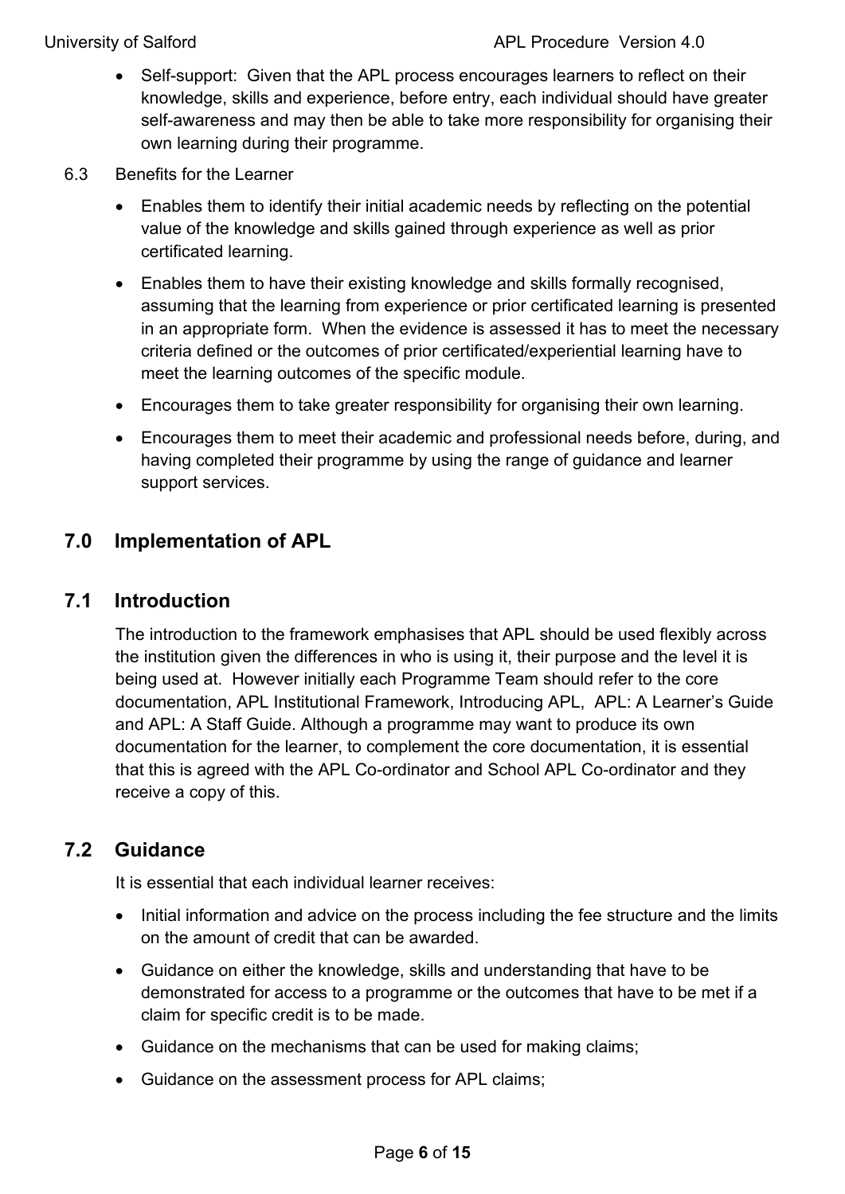- Self-support: Given that the APL process encourages learners to reflect on their knowledge, skills and experience, before entry, each individual should have greater self-awareness and may then be able to take more responsibility for organising their own learning during their programme.

6.3 Benefits for the Learner

- Enables them to identify their initial academic needs by reflecting on the potential value of the knowledge and skills gained through experience as well as prior certificated learning.
- Enables them to have their existing knowledge and skills formally recognised, assuming that the learning from experience or prior certificated learning is presented in an appropriate form. When the evidence is assessed it has to meet the necessary criteria defined or the outcomes of prior certificated/experiential learning have to meet the learning outcomes of the specific module.
- Encourages them to take greater responsibility for organising their own learning.
- Encourages them to meet their academic and professional needs before, during, and having completed their programme by using the range of guidance and learner support services.

## 7.0 Implementation of APL

## 7.1 Introduction

The introduction to the framework emphasises that APL should be used flexibly across the institution given the differences in who is using it, their purpose and the level it is being used at. However initially each Programme Team should refer to the core documentation, APL Institutional Framework, Introducing APL, APL: A Learner's Guide and APL: A Staff Guide. Although a programme may want to produce its own documentation for the learner, to complement the core documentation, it is essential that this is agreed with the APL Co-ordinator and School APL Co-ordinator and they receive a copy of this.

## 7.2 Guidance

It is essential that each individual learner receives:

- Initial information and advice on the process including the fee structure and the limits on the amount of credit that can be awarded.
- Guidance on either the knowledge, skills and understanding that have to be demonstrated for access to a programme or the outcomes that have to be met if a claim for specific credit is to be made.
- Guidance on the mechanisms that can be used for making claims;
- Guidance on the assessment process for APL claims;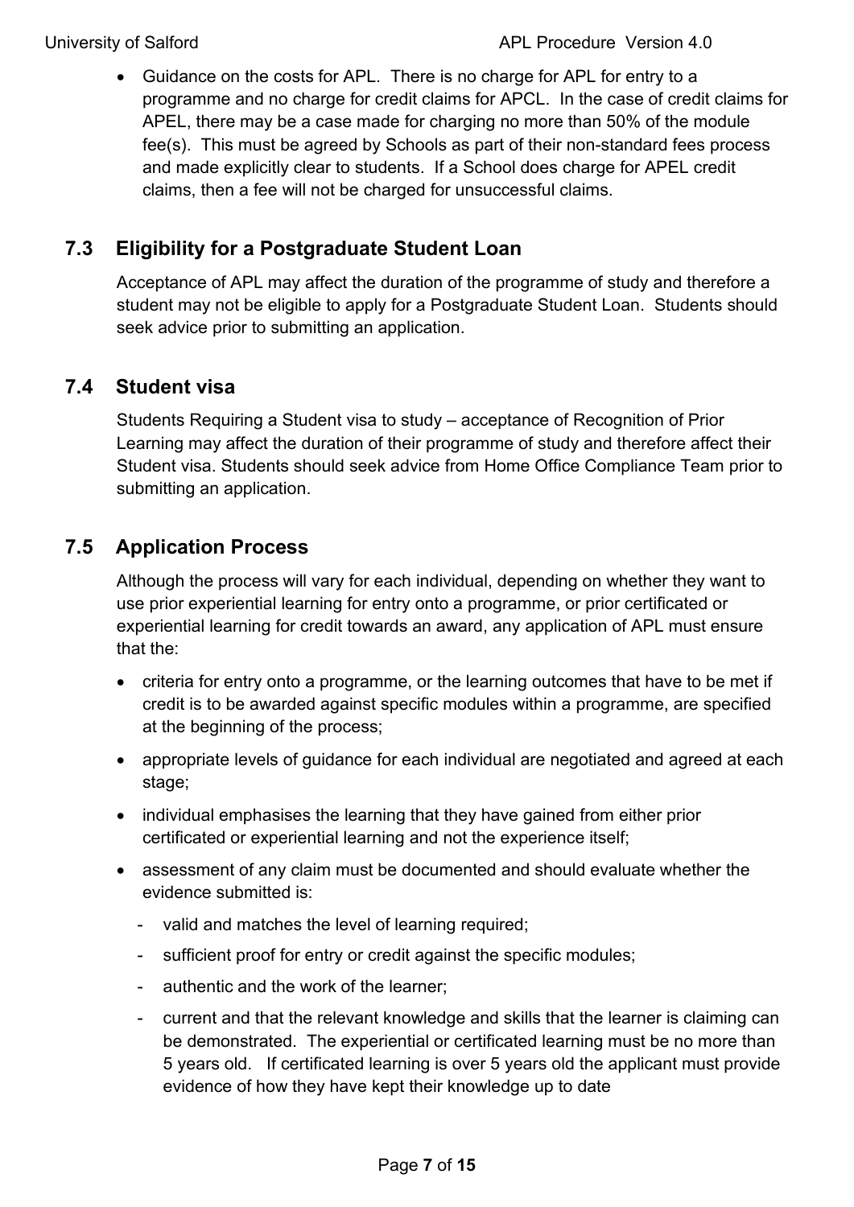- Guidance on the costs for APL. There is no charge for APL for entry to a programme and no charge for credit claims for APCL. In the case of credit claims for APEL, there may be a case made for charging no more than 50% of the module fee(s). This must be agreed by Schools as part of their non-standard fees process and made explicitly clear to students. If a School does charge for APEL credit claims, then a fee will not be charged for unsuccessful claims.

## 7.3 Eligibility for a Postgraduate Student Loan

Acceptance of APL may affect the duration of the programme of study and therefore a student may not be eligible to apply for a Postgraduate Student Loan. Students should seek advice prior to submitting an application.

## 7.4 Student visa

Students Requiring a Student visa to study – acceptance of Recognition of Prior Learning may affect the duration of their programme of study and therefore affect their Student visa. Students should seek advice from Home Office Compliance Team prior to submitting an application.

## 7.5 Application Process

Although the process will vary for each individual, depending on whether they want to use prior experiential learning for entry onto a programme, or prior certificated or experiential learning for credit towards an award, any application of APL must ensure that the:

- criteria for entry onto a programme, or the learning outcomes that have to be met if credit is to be awarded against specific modules within a programme, are specified at the beginning of the process;
- appropriate levels of guidance for each individual are negotiated and agreed at each stage;
- individual emphasises the learning that they have gained from either prior certificated or experiential learning and not the experience itself;
- assessment of any claim must be documented and should evaluate whether the evidence submitted is:
  - valid and matches the level of learning required;
  - sufficient proof for entry or credit against the specific modules;
  - authentic and the work of the learner;
  - current and that the relevant knowledge and skills that the learner is claiming can be demonstrated. The experiential or certificated learning must be no more than 5 years old. If certificated learning is over 5 years old the applicant must provide evidence of how they have kept their knowledge up to date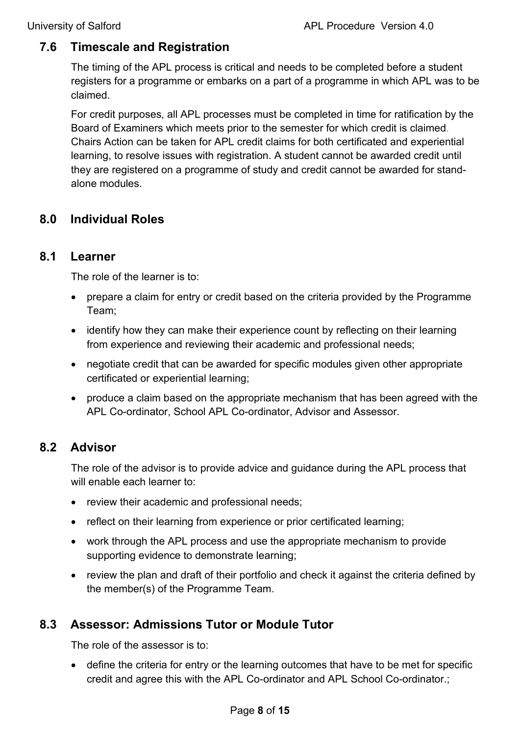## 7.6 Timescale and Registration

The timing of the APL process is critical and needs to be completed before a student registers for a programme or embarks on a part of a programme in which APL was to be claimed.

For credit purposes, all APL processes must be completed in time for ratification by the Board of Examiners which meets prior to the semester for which credit is claimed. Chairs Action can be taken for APL credit claims for both certificated and experiential learning, to resolve issues with registration. A student cannot be awarded credit until they are registered on a programme of study and credit cannot be awarded for stand-alone modules.

## 8.0 Individual Roles

## 8.1 Learner

The role of the learner is to:

- prepare a claim for entry or credit based on the criteria provided by the Programme Team;
- identify how they can make their experience count by reflecting on their learning from experience and reviewing their academic and professional needs;
- negotiate credit that can be awarded for specific modules given other appropriate certificated or experiential learning;
- produce a claim based on the appropriate mechanism that has been agreed with the APL Co-ordinator, School APL Co-ordinator, Advisor and Assessor.

## 8.2 Advisor

The role of the advisor is to provide advice and guidance during the APL process that will enable each learner to:

- review their academic and professional needs;
- reflect on their learning from experience or prior certificated learning;
- work through the APL process and use the appropriate mechanism to provide supporting evidence to demonstrate learning;
- review the plan and draft of their portfolio and check it against the criteria defined by the member(s) of the Programme Team.

## 8.3 Assessor: Admissions Tutor or Module Tutor

The role of the assessor is to:

- define the criteria for entry or the learning outcomes that have to be met for specific credit and agree this with the APL Co-ordinator and APL School Co-ordinator.;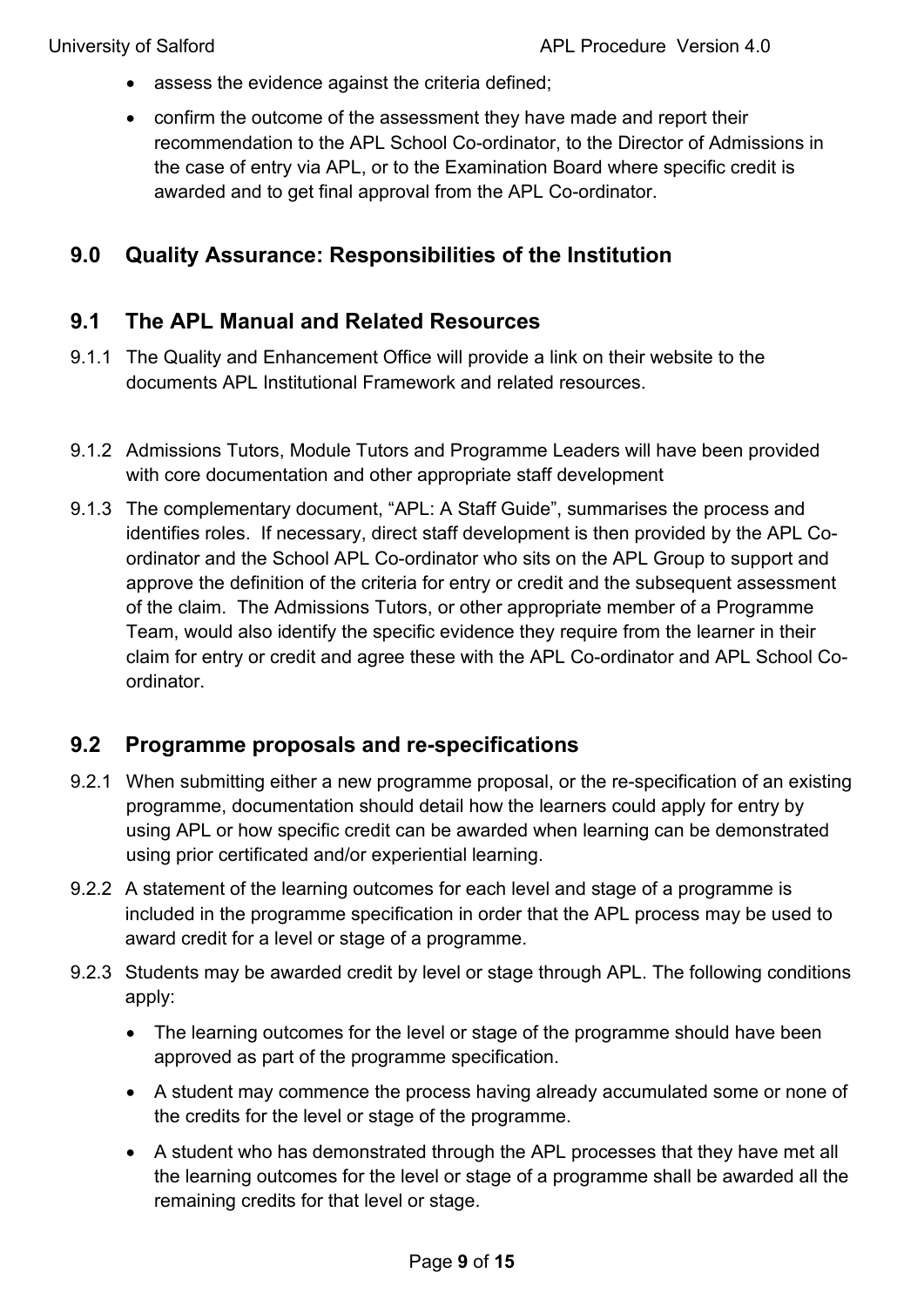- assess the evidence against the criteria defined;
- confirm the outcome of the assessment they have made and report their recommendation to the APL School Co-ordinator, to the Director of Admissions in the case of entry via APL, or to the Examination Board where specific credit is awarded and to get final approval from the APL Co-ordinator.

## 9.0 Quality Assurance: Responsibilities of the Institution

### 9.1 The APL Manual and Related Resources

9.1.1 The Quality and Enhancement Office will provide a link on their website to the documents APL Institutional Framework and related resources.

9.1.2 Admissions Tutors, Module Tutors and Programme Leaders will have been provided with core documentation and other appropriate staff development

9.1.3 The complementary document, "APL: A Staff Guide", summarises the process and identifies roles. If necessary, direct staff development is then provided by the APL Co-ordinator and the School APL Co-ordinator who sits on the APL Group to support and approve the definition of the criteria for entry or credit and the subsequent assessment of the claim. The Admissions Tutors, or other appropriate member of a Programme Team, would also identify the specific evidence they require from the learner in their claim for entry or credit and agree these with the APL Co-ordinator and APL School Co-ordinator.

### 9.2 Programme proposals and re-specifications

9.2.1 When submitting either a new programme proposal, or the re-specification of an existing programme, documentation should detail how the learners could apply for entry by using APL or how specific credit can be awarded when learning can be demonstrated using prior certificated and/or experiential learning.

9.2.2 A statement of the learning outcomes for each level and stage of a programme is included in the programme specification in order that the APL process may be used to award credit for a level or stage of a programme.

9.2.3 Students may be awarded credit by level or stage through APL. The following conditions apply:

- The learning outcomes for the level or stage of the programme should have been approved as part of the programme specification.
- A student may commence the process having already accumulated some or none of the credits for the level or stage of the programme.
- A student who has demonstrated through the APL processes that they have met all the learning outcomes for the level or stage of a programme shall be awarded all the remaining credits for that level or stage.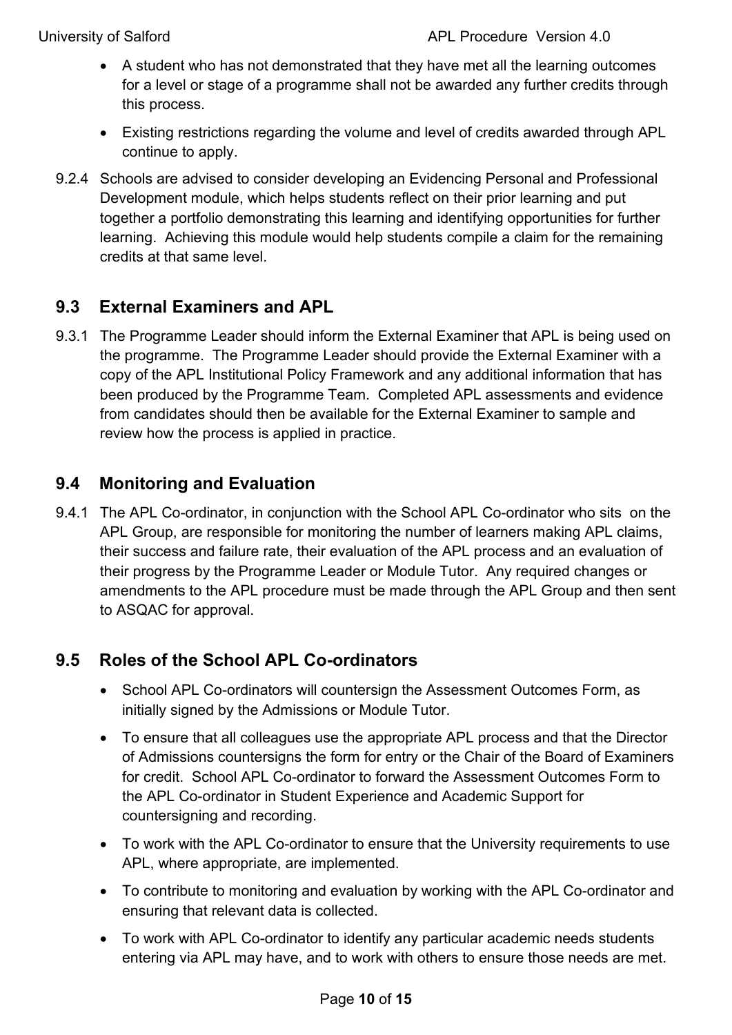- A student who has not demonstrated that they have met all the learning outcomes for a level or stage of a programme shall not be awarded any further credits through this process.
- Existing restrictions regarding the volume and level of credits awarded through APL continue to apply.

9.2.4 Schools are advised to consider developing an Evidencing Personal and Professional Development module, which helps students reflect on their prior learning and put together a portfolio demonstrating this learning and identifying opportunities for further learning. Achieving this module would help students compile a claim for the remaining credits at that same level.

## 9.3 External Examiners and APL

9.3.1 The Programme Leader should inform the External Examiner that APL is being used on the programme. The Programme Leader should provide the External Examiner with a copy of the APL Institutional Policy Framework and any additional information that has been produced by the Programme Team. Completed APL assessments and evidence from candidates should then be available for the External Examiner to sample and review how the process is applied in practice.

## 9.4 Monitoring and Evaluation

9.4.1 The APL Co-ordinator, in conjunction with the School APL Co-ordinator who sits on the APL Group, are responsible for monitoring the number of learners making APL claims, their success and failure rate, their evaluation of the APL process and an evaluation of their progress by the Programme Leader or Module Tutor. Any required changes or amendments to the APL procedure must be made through the APL Group and then sent to ASQAC for approval.

## 9.5 Roles of the School APL Co-ordinators

- School APL Co-ordinators will countersign the Assessment Outcomes Form, as initially signed by the Admissions or Module Tutor.
- To ensure that all colleagues use the appropriate APL process and that the Director of Admissions countersigns the form for entry or the Chair of the Board of Examiners for credit. School APL Co-ordinator to forward the Assessment Outcomes Form to the APL Co-ordinator in Student Experience and Academic Support for countersigning and recording.
- To work with the APL Co-ordinator to ensure that the University requirements to use APL, where appropriate, are implemented.
- To contribute to monitoring and evaluation by working with the APL Co-ordinator and ensuring that relevant data is collected.
- To work with APL Co-ordinator to identify any particular academic needs students entering via APL may have, and to work with others to ensure those needs are met.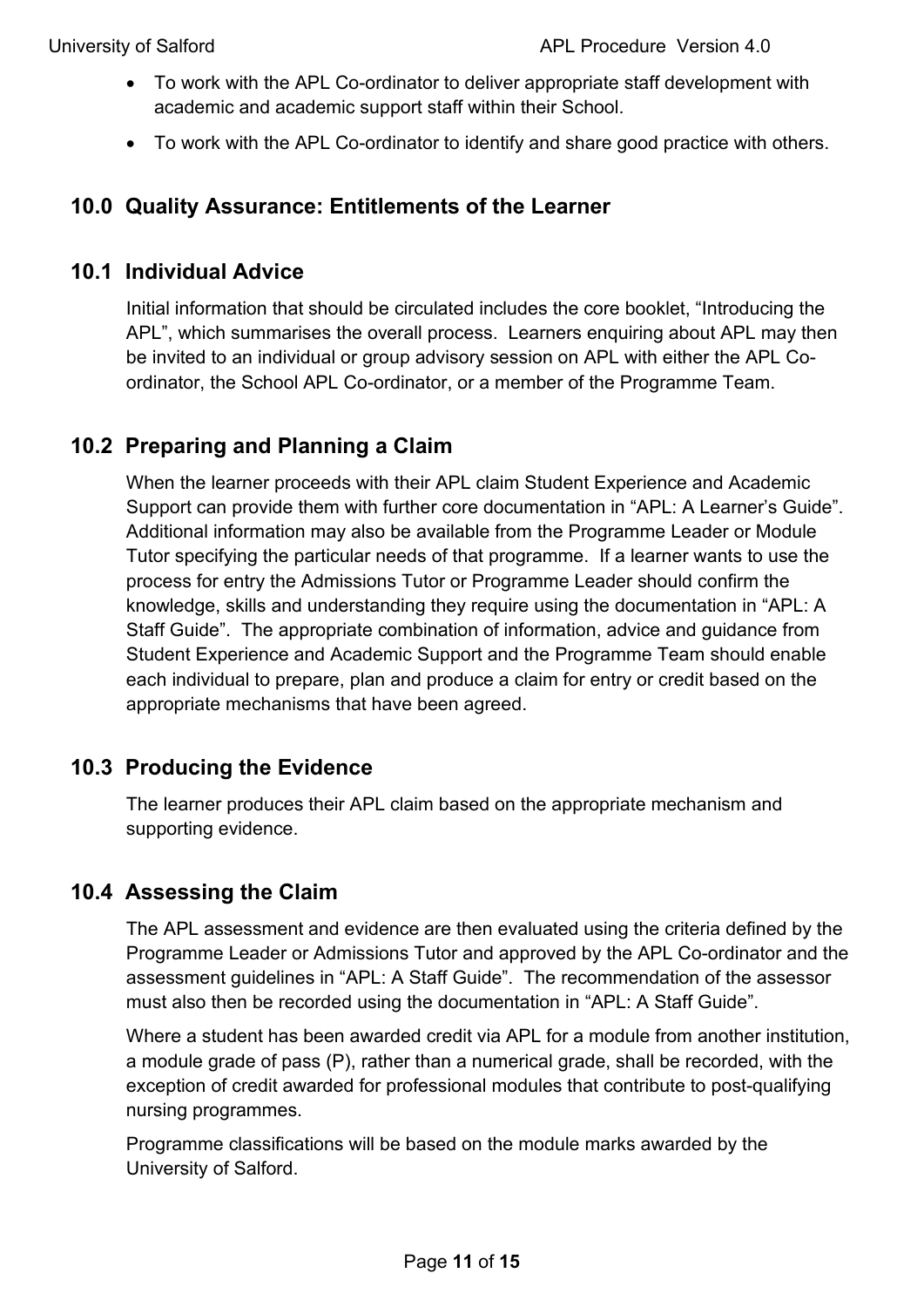- To work with the APL Co-ordinator to deliver appropriate staff development with academic and academic support staff within their School.
- To work with the APL Co-ordinator to identify and share good practice with others.

## 10.0 Quality Assurance: Entitlements of the Learner

### 10.1 Individual Advice

Initial information that should be circulated includes the core booklet, "Introducing the APL", which summarises the overall process. Learners enquiring about APL may then be invited to an individual or group advisory session on APL with either the APL Co-ordinator, the School APL Co-ordinator, or a member of the Programme Team.

### 10.2 Preparing and Planning a Claim

When the learner proceeds with their APL claim Student Experience and Academic Support can provide them with further core documentation in "APL: A Learner's Guide". Additional information may also be available from the Programme Leader or Module Tutor specifying the particular needs of that programme. If a learner wants to use the process for entry the Admissions Tutor or Programme Leader should confirm the knowledge, skills and understanding they require using the documentation in "APL: A Staff Guide". The appropriate combination of information, advice and guidance from Student Experience and Academic Support and the Programme Team should enable each individual to prepare, plan and produce a claim for entry or credit based on the appropriate mechanisms that have been agreed.

### 10.3 Producing the Evidence

The learner produces their APL claim based on the appropriate mechanism and supporting evidence.

### 10.4 Assessing the Claim

The APL assessment and evidence are then evaluated using the criteria defined by the Programme Leader or Admissions Tutor and approved by the APL Co-ordinator and the assessment guidelines in "APL: A Staff Guide". The recommendation of the assessor must also then be recorded using the documentation in "APL: A Staff Guide".

Where a student has been awarded credit via APL for a module from another institution, a module grade of pass (P), rather than a numerical grade, shall be recorded, with the exception of credit awarded for professional modules that contribute to post-qualifying nursing programmes.

Programme classifications will be based on the module marks awarded by the University of Salford.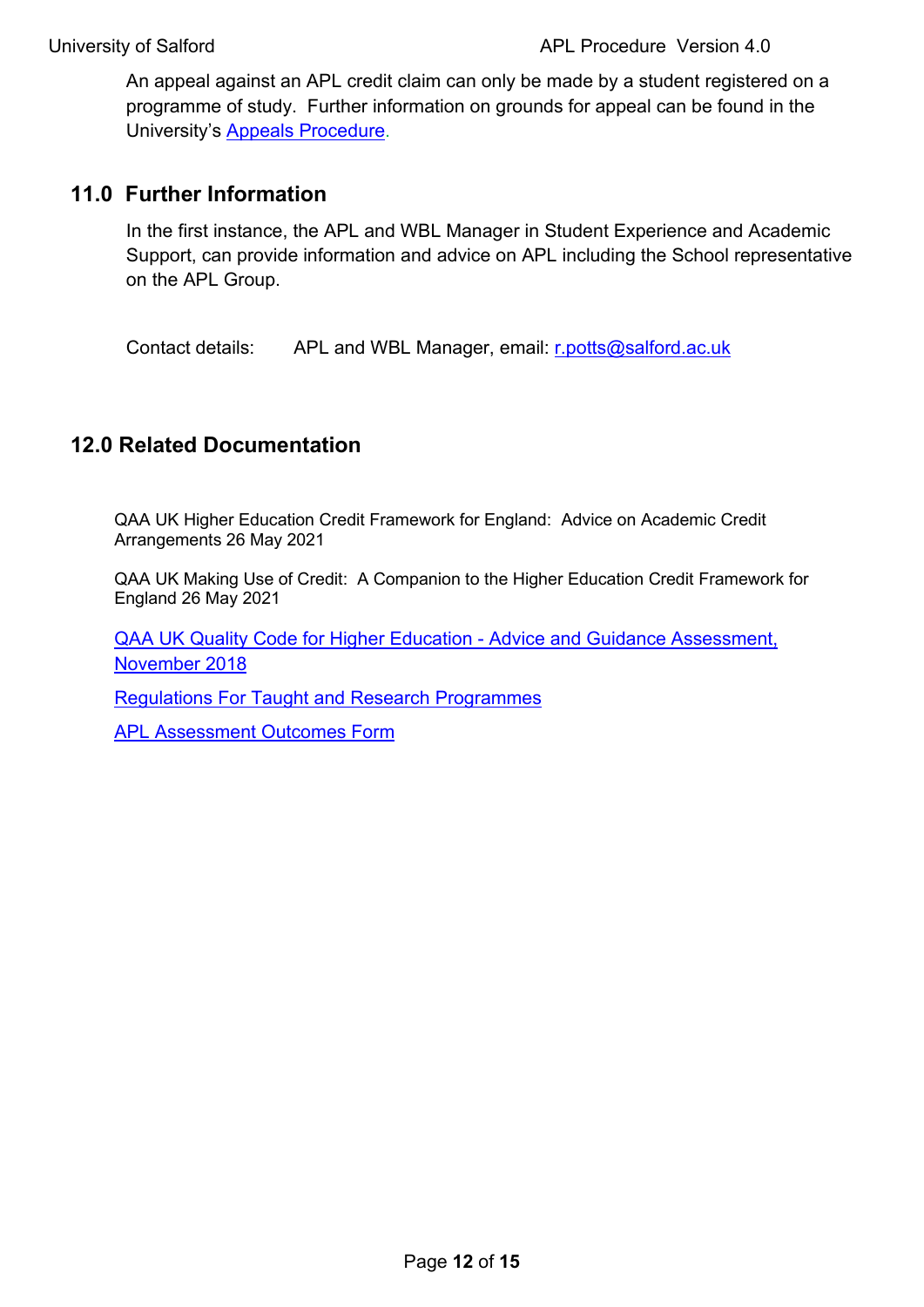An appeal against an APL credit claim can only be made by a student registered on a programme of study. Further information on grounds for appeal can be found in the University's Appeals Procedure.

## 11.0 Further Information

In the first instance, the APL and WBL Manager in Student Experience and Academic Support, can provide information and advice on APL including the School representative on the APL Group.

Contact details: APL and WBL Manager, email: r.potts@salford.ac.uk

## 12.0 Related Documentation

QAA UK Higher Education Credit Framework for England: Advice on Academic Credit Arrangements 26 May 2021

QAA UK Making Use of Credit: A Companion to the Higher Education Credit Framework for England 26 May 2021

QAA UK Quality Code for Higher Education - Advice and Guidance Assessment, November 2018

Regulations For Taught and Research Programmes

APL Assessment Outcomes Form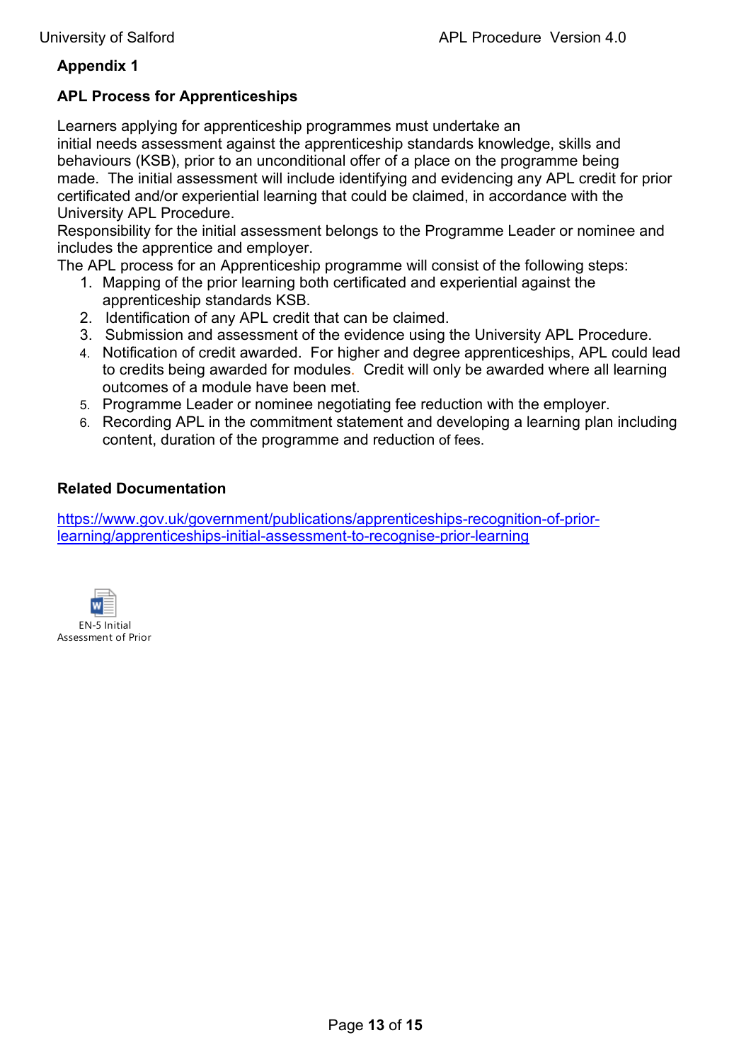**Appendix 1**

**APL Process for Apprenticeships**

Learners applying for apprenticeship programmes must undertake an initial needs assessment against the apprenticeship standards knowledge, skills and behaviours (KSB), prior to an unconditional offer of a place on the programme being made. The initial assessment will include identifying and evidencing any APL credit for prior certificated and/or experiential learning that could be claimed, in accordance with the University APL Procedure.

Responsibility for the initial assessment belongs to the Programme Leader or nominee and includes the apprentice and employer.

The APL process for an Apprenticeship programme will consist of the following steps:

1. Mapping of the prior learning both certificated and experiential against the apprenticeship standards KSB.
2. Identification of any APL credit that can be claimed.
3. Submission and assessment of the evidence using the University APL Procedure.
4. Notification of credit awarded. For higher and degree apprenticeships, APL could lead to credits being awarded for modules. Credit will only be awarded where all learning outcomes of a module have been met.
5. Programme Leader or nominee negotiating fee reduction with the employer.
6. Recording APL in the commitment statement and developing a learning plan including content, duration of the programme and reduction of fees.

**Related Documentation**

https://www.gov.uk/government/publications/apprenticeships-recognition-of-prior-learning/apprenticeships-initial-assessment-to-recognise-prior-learning

EN-5 Initial Assessment of Prior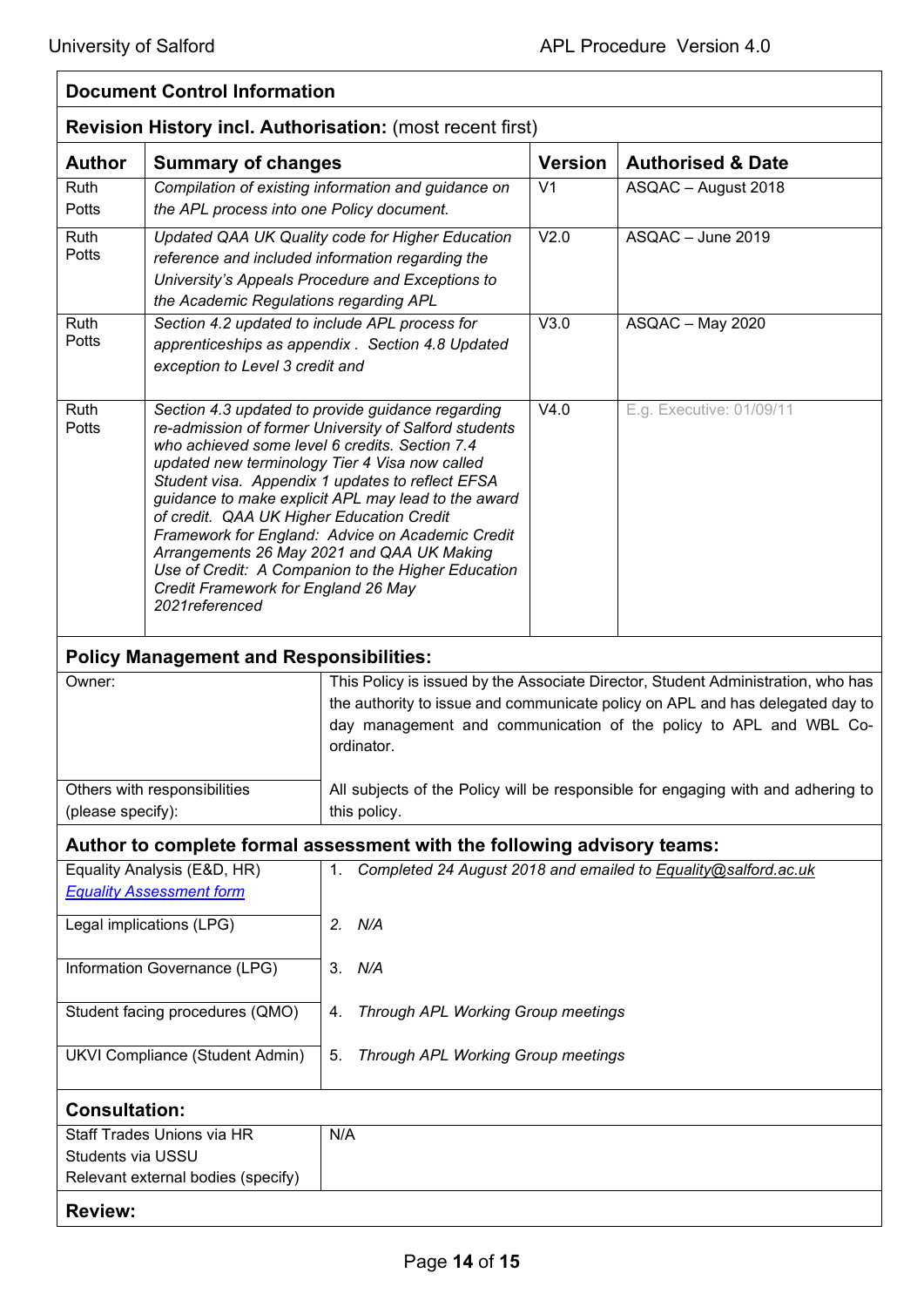## Document Control Information

**Revision History incl. Authorisation:** (most recent first)

| Author | Summary of changes | Version | Authorised & Date |
|---|---|---|---|
| Ruth Potts | *Compilation of existing information and guidance on the APL process into one Policy document.* | V1 | ASQAC – August 2018 |
| Ruth Potts | *Updated QAA UK Quality code for Higher Education reference and included information regarding the University's Appeals Procedure and Exceptions to the Academic Regulations regarding APL* | V2.0 | ASQAC – June 2019 |
| Ruth Potts | *Section 4.2 updated to include APL process for apprenticeships as appendix . Section 4.8 Updated exception to Level 3 credit and* | V3.0 | ASQAC – May 2020 |
| Ruth Potts | *Section 4.3 updated to provide guidance regarding re-admission of former University of Salford students who achieved some level 6 credits. Section 7.4 updated new terminology Tier 4 Visa now called Student visa. Appendix 1 updates to reflect EFSA guidance to make explicit APL may lead to the award of credit. QAA UK Higher Education Credit Framework for England: Advice on Academic Credit Arrangements 26 May 2021 and QAA UK Making Use of Credit: A Companion to the Higher Education Credit Framework for England 26 May 2021referenced* | V4.0 | E.g. Executive: 01/09/11 |

**Policy Management and Responsibilities:**

| | |
|---|---|
| Owner: | This Policy is issued by the Associate Director, Student Administration, who has the authority to issue and communicate policy on APL and has delegated day to day management and communication of the policy to APL and WBL Co-ordinator. |
| Others with responsibilities (please specify): | All subjects of the Policy will be responsible for engaging with and adhering to this policy. |

**Author to complete formal assessment with the following advisory teams:**

| | |
|---|---|
| Equality Analysis (E&D, HR) [Equality Assessment form](#) | 1. *Completed 24 August 2018 and emailed to Equality@salford.ac.uk* |
| Legal implications (LPG) | 2. *N/A* |
| Information Governance (LPG) | 3. *N/A* |
| Student facing procedures (QMO) | 4. *Through APL Working Group meetings* |
| UKVI Compliance (Student Admin) | 5. *Through APL Working Group meetings* |

**Consultation:**

| | |
|---|---|
| Staff Trades Unions via HR<br>Students via USSU<br>Relevant external bodies (specify) | N/A |

**Review:**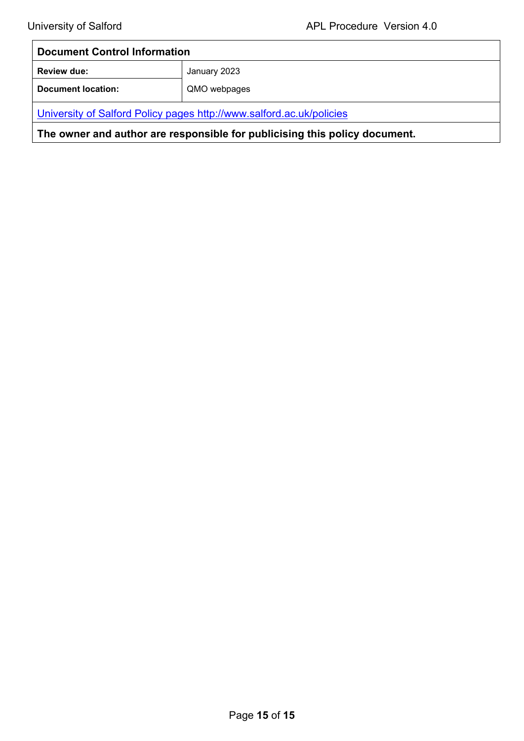| Document Control Information | |
|---|---|
| **Review due:** | January 2023 |
| **Document location:** | QMO webpages |
| [University of Salford Policy pages http://www.salford.ac.uk/policies](http://www.salford.ac.uk/policies) | |
| **The owner and author are responsible for publicising this policy document.** | |